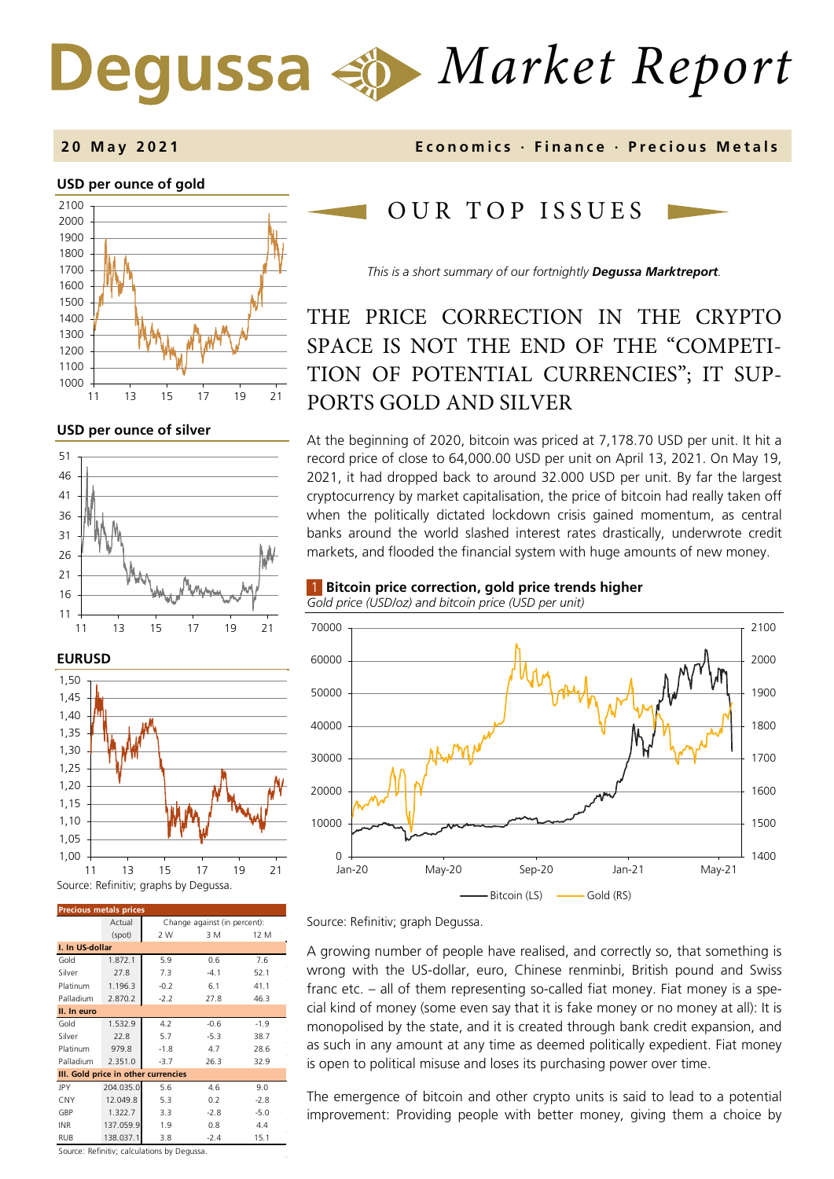# Degussa Market Report

**20 May 2021** — **Economics · Finance · Precious Metals**

**USD per ounce of gold**

**USD per ounce of silver**

**EURUSD**

Source: Refinitiv; graphs by Degussa.

| Precious metals prices | Actual (spot) | Change against (in percent): 2 W | 3 M | 12 M |
|---|---|---|---|---|
| **I. In US-dollar** | | | | |
| Gold | 1.872.1 | 5.9 | 0.6 | 7.6 |
| Silver | 27.8 | 7.3 | -4.1 | 52.1 |
| Platinum | 1.196.3 | -0.2 | 6.1 | 41.1 |
| Palladium | 2.870.2 | -2.2 | 27.8 | 46.3 |
| **II. In euro** | | | | |
| Gold | 1.532.9 | 4.2 | -0.6 | -1.9 |
| Silver | 22.8 | 5.7 | -5.3 | 38.7 |
| Platinum | 979.8 | -1.8 | 4.7 | 28.6 |
| Palladium | 2.351.0 | -3.7 | 26.3 | 32.9 |
| **III. Gold price in other currencies** | | | | |
| JPY | 204.035.0 | 5.6 | 4.6 | 9.0 |
| CNY | 12.049.8 | 5.3 | 0.2 | -2.8 |
| GBP | 1.322.7 | 3.3 | -2.8 | -5.0 |
| INR | 137.059.9 | 1.9 | 0.8 | 4.4 |
| RUB | 138.037.1 | 3.8 | -2.4 | 15.1 |

Source: Refinitiv; calculations by Degussa.

## OUR TOP ISSUES

*This is a short summary of our fortnightly **Degussa Marktreport**.*

## THE PRICE CORRECTION IN THE CRYPTO SPACE IS NOT THE END OF THE "COMPETITION OF POTENTIAL CURRENCIES"; IT SUPPORTS GOLD AND SILVER

At the beginning of 2020, bitcoin was priced at 7,178.70 USD per unit. It hit a record price of close to 64,000.00 USD per unit on April 13, 2021. On May 19, 2021, it had dropped back to around 32.000 USD per unit. By far the largest cryptocurrency by market capitalisation, the price of bitcoin had really taken off when the politically dictated lockdown crisis gained momentum, as central banks around the world slashed interest rates drastically, underwrote credit markets, and flooded the financial system with huge amounts of new money.

**1 Bitcoin price correction, gold price trends higher**
*Gold price (USD/oz) and bitcoin price (USD per unit)*

Source: Refinitiv; graph Degussa.

A growing number of people have realised, and correctly so, that something is wrong with the US-dollar, euro, Chinese renminbi, British pound and Swiss franc etc. – all of them representing so-called fiat money. Fiat money is a special kind of money (some even say that it is fake money or no money at all): It is monopolised by the state, and it is created through bank credit expansion, and as such in any amount at any time as deemed politically expedient. Fiat money is open to political misuse and loses its purchasing power over time.

The emergence of bitcoin and other crypto units is said to lead to a potential improvement: Providing people with better money, giving them a choice by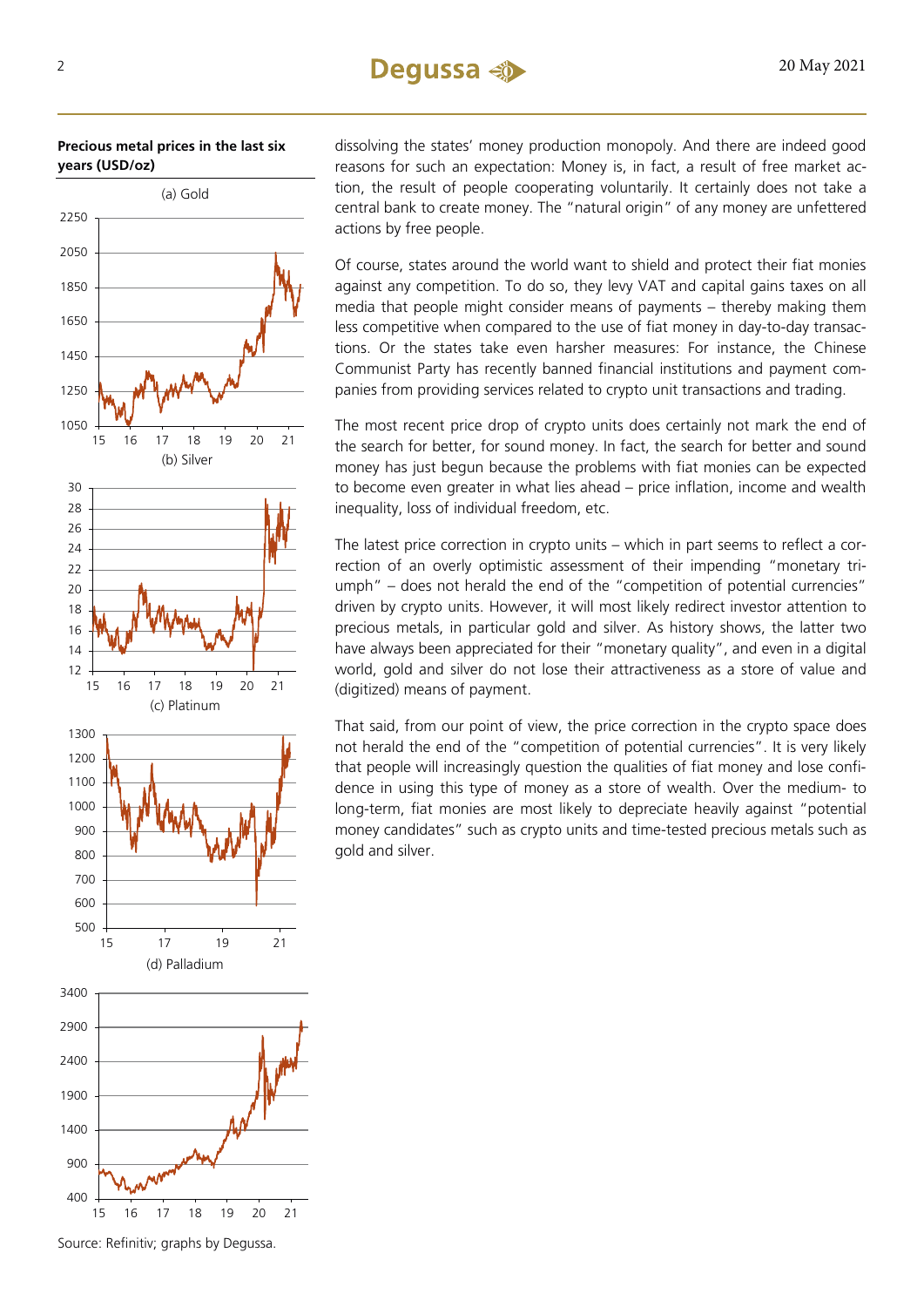**Precious metal prices in the last six years (USD/oz)**

(a) Gold

(b) Silver

(c) Platinum

(d) Palladium

Source: Refinitiv; graphs by Degussa.

dissolving the states' money production monopoly. And there are indeed good reasons for such an expectation: Money is, in fact, a result of free market action, the result of people cooperating voluntarily. It certainly does not take a central bank to create money. The "natural origin" of any money are unfettered actions by free people.

Of course, states around the world want to shield and protect their fiat monies against any competition. To do so, they levy VAT and capital gains taxes on all media that people might consider means of payments – thereby making them less competitive when compared to the use of fiat money in day-to-day transactions. Or the states take even harsher measures: For instance, the Chinese Communist Party has recently banned financial institutions and payment companies from providing services related to crypto unit transactions and trading.

The most recent price drop of crypto units does certainly not mark the end of the search for better, for sound money. In fact, the search for better and sound money has just begun because the problems with fiat monies can be expected to become even greater in what lies ahead – price inflation, income and wealth inequality, loss of individual freedom, etc.

The latest price correction in crypto units – which in part seems to reflect a correction of an overly optimistic assessment of their impending "monetary triumph" – does not herald the end of the "competition of potential currencies" driven by crypto units. However, it will most likely redirect investor attention to precious metals, in particular gold and silver. As history shows, the latter two have always been appreciated for their "monetary quality", and even in a digital world, gold and silver do not lose their attractiveness as a store of value and (digitized) means of payment.

That said, from our point of view, the price correction in the crypto space does not herald the end of the "competition of potential currencies". It is very likely that people will increasingly question the qualities of fiat money and lose confidence in using this type of money as a store of wealth. Over the medium- to long-term, fiat monies are most likely to depreciate heavily against "potential money candidates" such as crypto units and time-tested precious metals such as gold and silver.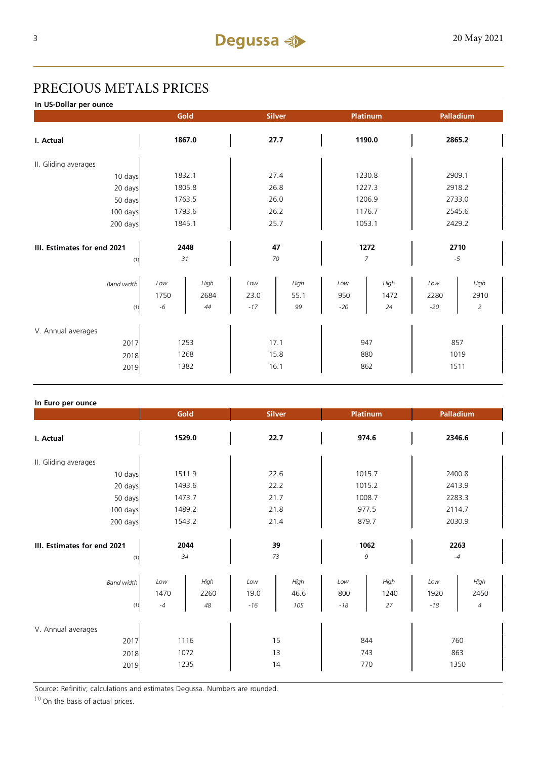# PRECIOUS METALS PRICES

**In US-Dollar per ounce**

| | Gold | | Silver | | Platinum | | Palladium | |
|---|---|---|---|---|---|---|---|---|
| **I. Actual** | **1867.0** | | **27.7** | | **1190.0** | | **2865.2** | |
| II. Gliding averages | | | | | | | | |
| 10 days | 1832.1 | | 27.4 | | 1230.8 | | 2909.1 | |
| 20 days | 1805.8 | | 26.8 | | 1227.3 | | 2918.2 | |
| 50 days | 1763.5 | | 26.0 | | 1206.9 | | 2733.0 | |
| 100 days | 1793.6 | | 26.2 | | 1176.7 | | 2545.6 | |
| 200 days | 1845.1 | | 25.7 | | 1053.1 | | 2429.2 | |
| **III. Estimates for end 2021** | **2448** | | **47** | | **1272** | | **2710** | |
| (1) | *31* | | *70* | | *7* | | *-5* | |
| *Band width* | *Low* | *High* | *Low* | *High* | *Low* | *High* | *Low* | *High* |
| | 1750 | 2684 | 23.0 | 55.1 | 950 | 1472 | 2280 | 2910 |
| (1) | *-6* | *44* | *-17* | *99* | *-20* | *24* | *-20* | *2* |
| V. Annual averages | | | | | | | | |
| 2017 | 1253 | | 17.1 | | 947 | | 857 | |
| 2018 | 1268 | | 15.8 | | 880 | | 1019 | |
| 2019 | 1382 | | 16.1 | | 862 | | 1511 | |

**In Euro per ounce**

| | Gold | | Silver | | Platinum | | Palladium | |
|---|---|---|---|---|---|---|---|---|
| **I. Actual** | **1529.0** | | **22.7** | | **974.6** | | **2346.6** | |
| II. Gliding averages | | | | | | | | |
| 10 days | 1511.9 | | 22.6 | | 1015.7 | | 2400.8 | |
| 20 days | 1493.6 | | 22.2 | | 1015.2 | | 2413.9 | |
| 50 days | 1473.7 | | 21.7 | | 1008.7 | | 2283.3 | |
| 100 days | 1489.2 | | 21.8 | | 977.5 | | 2114.7 | |
| 200 days | 1543.2 | | 21.4 | | 879.7 | | 2030.9 | |
| **III. Estimates for end 2021** | **2044** | | **39** | | **1062** | | **2263** | |
| (1) | *34* | | *73* | | *9* | | *-4* | |
| *Band width* | *Low* | *High* | *Low* | *High* | *Low* | *High* | *Low* | *High* |
| | 1470 | 2260 | 19.0 | 46.6 | 800 | 1240 | 1920 | 2450 |
| (1) | *-4* | *48* | *-16* | *105* | *-18* | *27* | *-18* | *4* |
| V. Annual averages | | | | | | | | |
| 2017 | 1116 | | 15 | | 844 | | 760 | |
| 2018 | 1072 | | 13 | | 743 | | 863 | |
| 2019 | 1235 | | 14 | | 770 | | 1350 | |

Source: Refinitiv; calculations and estimates Degussa. Numbers are rounded.

(1) On the basis of actual prices.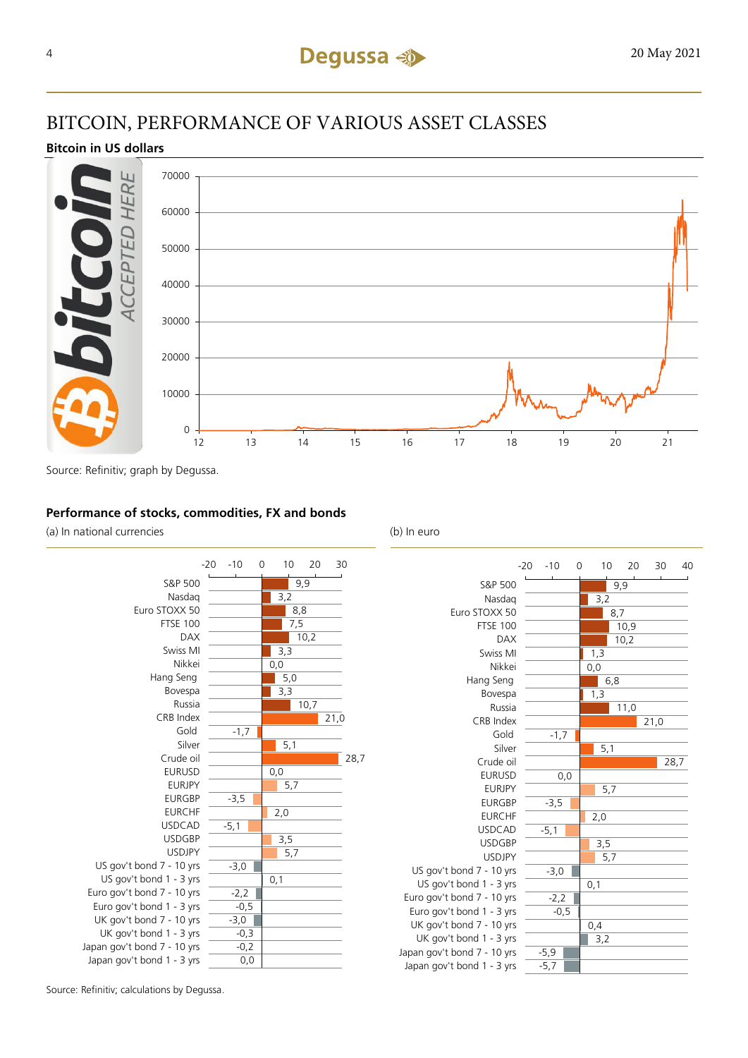# BITCOIN, PERFORMANCE OF VARIOUS ASSET CLASSES

**Bitcoin in US dollars**

Source: Refinitiv; graph by Degussa.

**Performance of stocks, commodities, FX and bonds**

| | (a) In national currencies | (b) In euro |
|---|---|---|
| S&P 500 | 9,9 | 9,9 |
| Nasdaq | 3,2 | 3,2 |
| Euro STOXX 50 | 8,8 | 8,7 |
| FTSE 100 | 7,5 | 10,9 |
| DAX | 10,2 | 10,2 |
| Swiss MI | 3,3 | 1,3 |
| Nikkei | 0,0 | 0,0 |
| Hang Seng | 5,0 | 6,8 |
| Bovespa | 3,3 | 1,3 |
| Russia | 10,7 | 11,0 |
| CRB Index | 21,0 | 21,0 |
| Gold | -1,7 | -1,7 |
| Silver | 5,1 | 5,1 |
| Crude oil | 28,7 | 28,7 |
| EURUSD | 0,0 | 0,0 |
| EURJPY | 5,7 | 5,7 |
| EURGBP | -3,5 | -3,5 |
| EURCHF | 2,0 | 2,0 |
| USDCAD | -5,1 | -5,1 |
| USDGBP | 3,5 | 3,5 |
| USDJPY | 5,7 | 5,7 |
| US gov't bond 7 - 10 yrs | -3,0 | -3,0 |
| US gov't bond 1 - 3 yrs | 0,1 | 0,1 |
| Euro gov't bond 7 - 10 yrs | -2,2 | -2,2 |
| Euro gov't bond 1 - 3 yrs | -0,5 | -0,5 |
| UK gov't bond 7 - 10 yrs | -3,0 | 0,4 |
| UK gov't bond 1 - 3 yrs | -0,3 | 3,2 |
| Japan gov't bond 7 - 10 yrs | -0,2 | -5,9 |
| Japan gov't bond 1 - 3 yrs | 0,0 | -5,7 |

Source: Refinitiv; calculations by Degussa.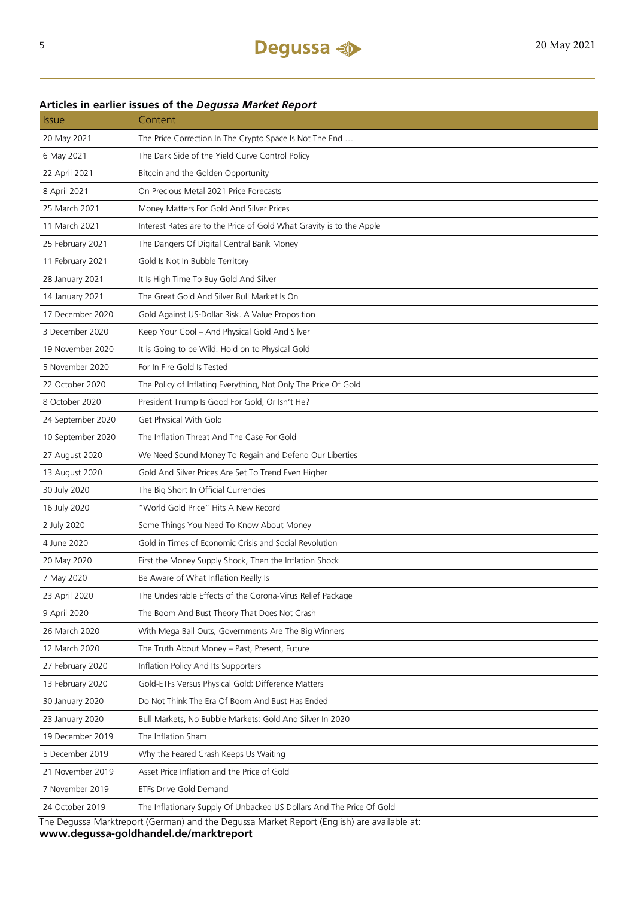## Articles in earlier issues of the *Degussa Market Report*

| Issue | Content |
|---|---|
| 20 May 2021 | The Price Correction In The Crypto Space Is Not The End … |
| 6 May 2021 | The Dark Side of the Yield Curve Control Policy |
| 22 April 2021 | Bitcoin and the Golden Opportunity |
| 8 April 2021 | On Precious Metal 2021 Price Forecasts |
| 25 March 2021 | Money Matters For Gold And Silver Prices |
| 11 March 2021 | Interest Rates are to the Price of Gold What Gravity is to the Apple |
| 25 February 2021 | The Dangers Of Digital Central Bank Money |
| 11 February 2021 | Gold Is Not In Bubble Territory |
| 28 January 2021 | It Is High Time To Buy Gold And Silver |
| 14 January 2021 | The Great Gold And Silver Bull Market Is On |
| 17 December 2020 | Gold Against US-Dollar Risk. A Value Proposition |
| 3 December 2020 | Keep Your Cool – And Physical Gold And Silver |
| 19 November 2020 | It is Going to be Wild. Hold on to Physical Gold |
| 5 November 2020 | For In Fire Gold Is Tested |
| 22 October 2020 | The Policy of Inflating Everything, Not Only The Price Of Gold |
| 8 October 2020 | President Trump Is Good For Gold, Or Isn't He? |
| 24 September 2020 | Get Physical With Gold |
| 10 September 2020 | The Inflation Threat And The Case For Gold |
| 27 August 2020 | We Need Sound Money To Regain and Defend Our Liberties |
| 13 August 2020 | Gold And Silver Prices Are Set To Trend Even Higher |
| 30 July 2020 | The Big Short In Official Currencies |
| 16 July 2020 | "World Gold Price" Hits A New Record |
| 2 July 2020 | Some Things You Need To Know About Money |
| 4 June 2020 | Gold in Times of Economic Crisis and Social Revolution |
| 20 May 2020 | First the Money Supply Shock, Then the Inflation Shock |
| 7 May 2020 | Be Aware of What Inflation Really Is |
| 23 April 2020 | The Undesirable Effects of the Corona-Virus Relief Package |
| 9 April 2020 | The Boom And Bust Theory That Does Not Crash |
| 26 March 2020 | With Mega Bail Outs, Governments Are The Big Winners |
| 12 March 2020 | The Truth About Money – Past, Present, Future |
| 27 February 2020 | Inflation Policy And Its Supporters |
| 13 February 2020 | Gold-ETFs Versus Physical Gold: Difference Matters |
| 30 January 2020 | Do Not Think The Era Of Boom And Bust Has Ended |
| 23 January 2020 | Bull Markets, No Bubble Markets: Gold And Silver In 2020 |
| 19 December 2019 | The Inflation Sham |
| 5 December 2019 | Why the Feared Crash Keeps Us Waiting |
| 21 November 2019 | Asset Price Inflation and the Price of Gold |
| 7 November 2019 | ETFs Drive Gold Demand |
| 24 October 2019 | The Inflationary Supply Of Unbacked US Dollars And The Price Of Gold |

The Degussa Marktreport (German) and the Degussa Market Report (English) are available at:
**www.degussa-goldhandel.de/marktreport**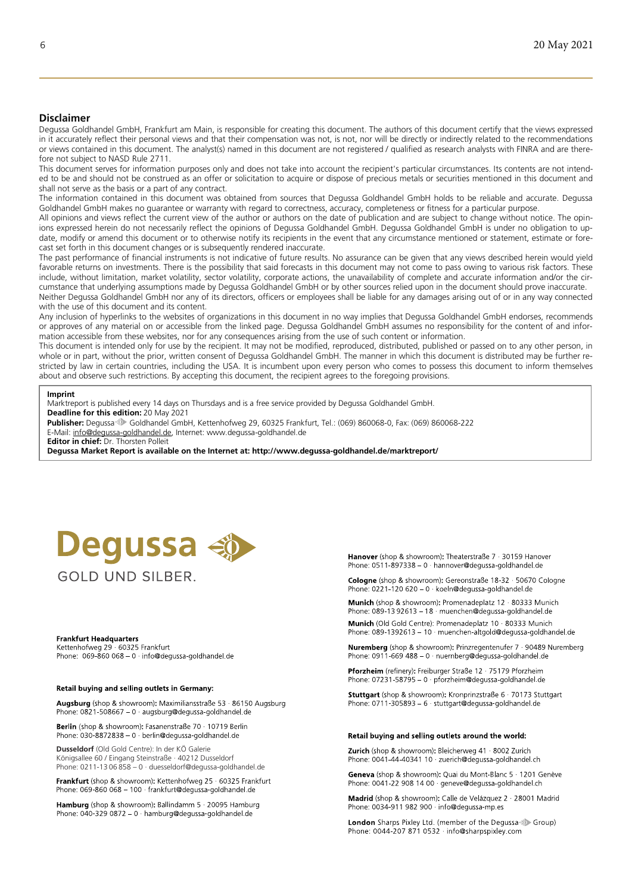## Disclaimer

Degussa Goldhandel GmbH, Frankfurt am Main, is responsible for creating this document. The authors of this document certify that the views expressed in it accurately reflect their personal views and that their compensation was not, is not, nor will be directly or indirectly related to the recommendations or views contained in this document. The analyst(s) named in this document are not registered / qualified as research analysts with FINRA and are therefore not subject to NASD Rule 2711.

This document serves for information purposes only and does not take into account the recipient's particular circumstances. Its contents are not intended to be and should not be construed as an offer or solicitation to acquire or dispose of precious metals or securities mentioned in this document and shall not serve as the basis or a part of any contract.

The information contained in this document was obtained from sources that Degussa Goldhandel GmbH holds to be reliable and accurate. Degussa Goldhandel GmbH makes no guarantee or warranty with regard to correctness, accuracy, completeness or fitness for a particular purpose.

All opinions and views reflect the current view of the author or authors on the date of publication and are subject to change without notice. The opinions expressed herein do not necessarily reflect the opinions of Degussa Goldhandel GmbH. Degussa Goldhandel GmbH is under no obligation to update, modify or amend this document or to otherwise notify its recipients in the event that any circumstance mentioned or statement, estimate or forecast set forth in this document changes or is subsequently rendered inaccurate.

The past performance of financial instruments is not indicative of future results. No assurance can be given that any views described herein would yield favorable returns on investments. There is the possibility that said forecasts in this document may not come to pass owing to various risk factors. These include, without limitation, market volatility, sector volatility, corporate actions, the unavailability of complete and accurate information and/or the circumstance that underlying assumptions made by Degussa Goldhandel GmbH or by other sources relied upon in the document should prove inaccurate.

Neither Degussa Goldhandel GmbH nor any of its directors, officers or employees shall be liable for any damages arising out of or in any way connected with the use of this document and its content.

Any inclusion of hyperlinks to the websites of organizations in this document in no way implies that Degussa Goldhandel GmbH endorses, recommends or approves of any material on or accessible from the linked page. Degussa Goldhandel GmbH assumes no responsibility for the content of and information accessible from these websites, nor for any consequences arising from the use of such content or information.

This document is intended only for use by the recipient. It may not be modified, reproduced, distributed, published or passed on to any other person, in whole or in part, without the prior, written consent of Degussa Goldhandel GmbH. The manner in which this document is distributed may be further restricted by law in certain countries, including the USA. It is incumbent upon every person who comes to possess this document to inform themselves about and observe such restrictions. By accepting this document, the recipient agrees to the foregoing provisions.

**Imprint**
Marktreport is published every 14 days on Thursdays and is a free service provided by Degussa Goldhandel GmbH.
**Deadline for this edition:** 20 May 2021
**Publisher:** Degussa Goldhandel GmbH, Kettenhofweg 29, 60325 Frankfurt, Tel.: (069) 860068-0, Fax: (069) 860068-222
E-Mail: info@degussa-goldhandel.de, Internet: www.degussa-goldhandel.de
**Editor in chief:** Dr. Thorsten Polleit
**Degussa Market Report is available on the Internet at: http://www.degussa-goldhandel.de/marktreport/**

**Degussa**
GOLD UND SILBER.

**Frankfurt Headquarters**
Kettenhofweg 29 · 60325 Frankfurt
Phone: 069-860 068 – 0 · info@degussa-goldhandel.de

**Retail buying and selling outlets in Germany:**

**Augsburg** (shop & showroom): Maximiliansstraße 53 · 86150 Augsburg
Phone: 0821-508667 – 0 · augsburg@degussa-goldhandel.de

**Berlin** (shop & showroom): Fasanenstraße 70 · 10719 Berlin
Phone: 030-8872838 – 0 · berlin@degussa-goldhandel.de

**Dusseldorf** (Old Gold Centre): In der KÖ Galerie
Königsallee 60 / Eingang Steinstraße · 40212 Dusseldorf
Phone: 0211-13 06 858 – 0 · duesseldorf@degussa-goldhandel.de

**Frankfurt** (shop & showroom): Kettenhofweg 25 · 60325 Frankfurt
Phone: 069-860 068 – 100 · frankfurt@degussa-goldhandel.de

**Hamburg** (shop & showroom): Ballindamm 5 · 20095 Hamburg
Phone: 040-329 0872 – 0 · hamburg@degussa-goldhandel.de

**Hanover** (shop & showroom): Theaterstraße 7 · 30159 Hanover
Phone: 0511-897338 – 0 · hannover@degussa-goldhandel.de

**Cologne** (shop & showroom): Gereonstraße 18-32 · 50670 Cologne
Phone: 0221-120 620 – 0 · koeln@degussa-goldhandel.de

**Munich** (shop & showroom): Promenadeplatz 12 · 80333 Munich
Phone: 089-13 92613 – 18 · muenchen@degussa-goldhandel.de

**Munich** (Old Gold Centre): Promenadeplatz 10 · 80333 Munich
Phone: 089-1392613 – 10 · muenchen-altgold@degussa-goldhandel.de

**Nuremberg** (shop & showroom): Prinzregentenufer 7 · 90489 Nuremberg
Phone: 0911-669 488 – 0 · nuernberg@degussa-goldhandel.de

**Pforzheim** (refinery): Freiburger Straße 12 · 75179 Pforzheim
Phone: 07231-58795 – 0 · pforzheim@degussa-goldhandel.de

**Stuttgart** (shop & showroom): Kronprinzstraße 6 · 70173 Stuttgart
Phone: 0711-305893 – 6 · stuttgart@degussa-goldhandel.de

**Retail buying and selling outlets around the world:**

**Zurich** (shop & showroom): Bleicherweg 41 · 8002 Zurich
Phone: 0041-44-40341 10 · zuerich@degussa-goldhandel.ch

**Geneva** (shop & showroom): Quai du Mont-Blanc 5 · 1201 Genève
Phone: 0041-22 908 14 00 · geneve@degussa-goldhandel.ch

**Madrid** (shop & showroom): Calle de Velázquez 2 · 28001 Madrid
Phone: 0034-911 982 900 · info@degussa-mp.es

**London** Sharps Pixley Ltd. (member of the Degussa Group)
Phone: 0044-207 871 0532 · info@sharpspixley.com